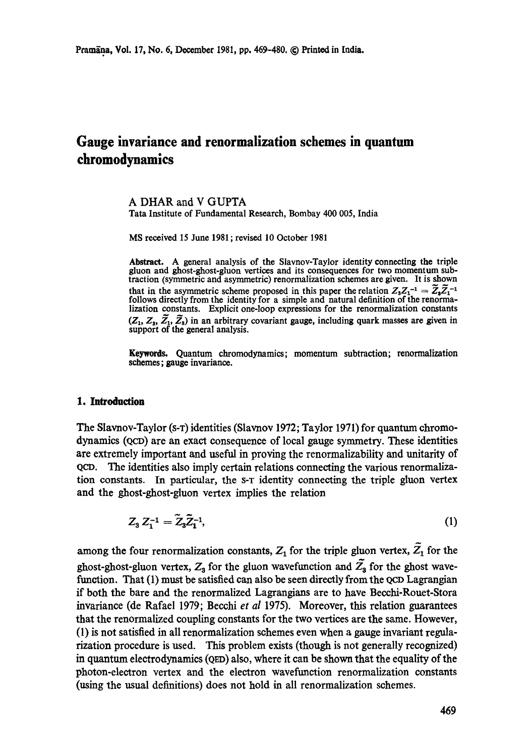# Gauge invariance and renormalization schemes in quantum chromodynamics

A DHAR and V GUPTA

Tata Institute of Fundamental Research, Bombay 400 005, India

MS received 15 June 1981; revised 10 October 1981

**Abstract.** A general analysis of the Slavnov-Taylor identity connecting the triple gluon and ghost-ghost-gluon vertices and its consequences for two momentum subtraction (symmetric and asymmetric) renormalization schemes are given. It is shown that in the asymmetric scheme proposed in this paper the relation $Z_3 Z_1^{-1} = \tilde{Z}_3 \tilde{Z}_1^{-1}$ follows directly from the identity for a simple and natural definition of the renormalization constants. Explicit one-loop expressions for the renormalization constants ($Z_1$, $Z_3$, $\tilde{Z}_1$, $\tilde{Z}_3$) in an arbitrary covariant gauge, including quark masses are given in support of the general analysis.

**Keywords.** Quantum chromodynamics; momentum subtraction; renormalization schemes; gauge invariance.

## 1. Introduction

The Slavnov-Taylor (S-T) identities (Slavnov 1972; Taylor 1971) for quantum chromodynamics (QCD) are an exact consequence of local gauge symmetry. These identities are extremely important and useful in proving the renormalizability and unitarity of QCD. The identities also imply certain relations connecting the various renormalization constants. In particular, the S-T identity connecting the triple gluon vertex and the ghost-ghost-gluon vertex implies the relation

$$Z_3 Z_1^{-1} = \tilde{Z}_3 \tilde{Z}_1^{-1}, \tag{1}$$

among the four renormalization constants, $Z_1$ for the triple gluon vertex, $\tilde{Z}_1$ for the ghost-ghost-gluon vertex, $Z_3$ for the gluon wavefunction and $\tilde{Z}_3$ for the ghost wavefunction. That (1) must be satisfied can also be seen directly from the QCD Lagrangian if both the bare and the renormalized Lagrangians are to have Becchi-Rouet-Stora invariance (de Rafael 1979; Becchi *et al* 1975). Moreover, this relation guarantees that the renormalized coupling constants for the two vertices are the same. However, (1) is not satisfied in all renormalization schemes even when a gauge invariant regularization procedure is used. This problem exists (though is not generally recognized) in quantum electrodynamics (QED) also, where it can be shown that the equality of the photon-electron vertex and the electron wavefunction renormalization constants (using the usual definitions) does not hold in all renormalization schemes.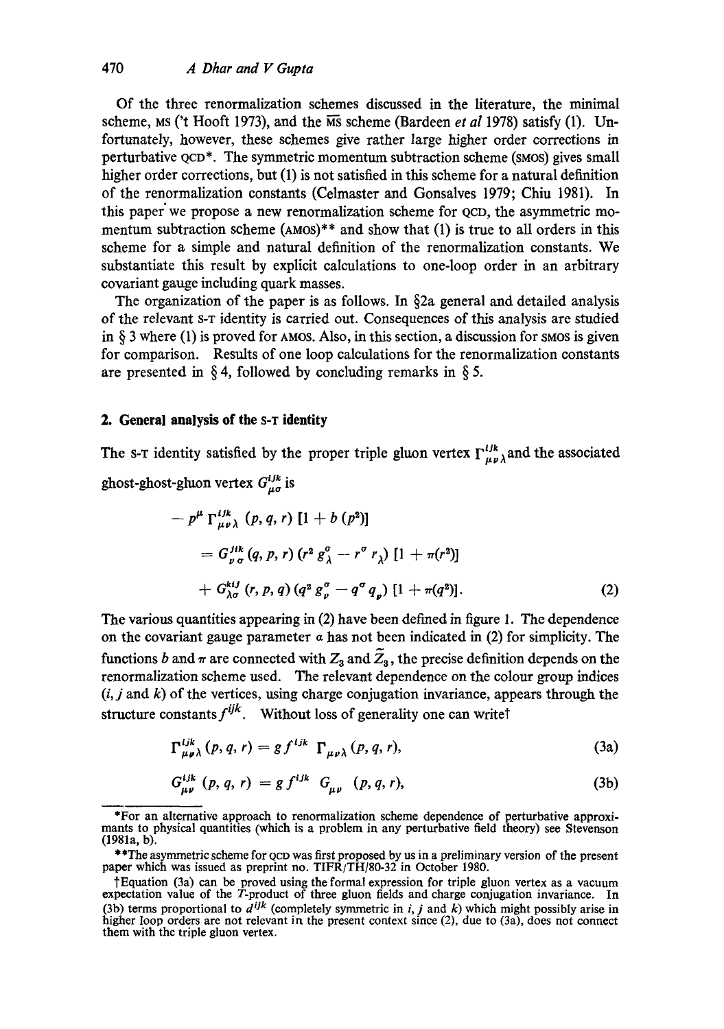Of the three renormalization schemes discussed in the literature, the minimal scheme, MS ('t Hooft 1973), and the $\overline{\text{MS}}$ scheme (Bardeen *et al* 1978) satisfy (1). Unfortunately, however, these schemes give rather large higher order corrections in perturbative QCD*. The symmetric momentum subtraction scheme (SMOS) gives small higher order corrections, but (1) is not satisfied in this scheme for a natural definition of the renormalization constants (Celmaster and Gonsalves 1979; Chiu 1981). In this paper we propose a new renormalization scheme for QCD, the asymmetric momentum subtraction scheme (AMOS)** and show that (1) is true to all orders in this scheme for a simple and natural definition of the renormalization constants. We substantiate this result by explicit calculations to one-loop order in an arbitrary covariant gauge including quark masses.

The organization of the paper is as follows. In §2a general and detailed analysis of the relevant S-T identity is carried out. Consequences of this analysis are studied in § 3 where (1) is proved for AMOS. Also, in this section, a discussion for SMOS is given for comparison. Results of one loop calculations for the renormalization constants are presented in § 4, followed by concluding remarks in § 5.

## 2. General analysis of the S-T identity

The S-T identity satisfied by the proper triple gluon vertex $\Gamma^{ijk}_{\mu\nu\lambda}$ and the associated ghost-ghost-gluon vertex $G^{ijk}_{\mu\sigma}$ is

$$
\begin{aligned}
&- p^{\mu}\, \Gamma^{ijk}_{\mu\nu\lambda}\,(p, q, r)\,[1 + b\,(p^2)] \\
&\quad = G^{jik}_{\nu\sigma}\,(q, p, r)\,(r^2 g^{\sigma}_{\lambda} - r^{\sigma} r_{\lambda})\,[1 + \pi(r^2)] \\
&\quad + G^{kij}_{\lambda\sigma}\,(r, p, q)\,(q^2 g^{\sigma}_{\nu} - q^{\sigma} q_{\nu})\,[1 + \pi(q^2)].
\end{aligned} \tag{2}
$$

The various quantities appearing in (2) have been defined in figure 1. The dependence on the covariant gauge parameter $a$ has not been indicated in (2) for simplicity. The functions $b$ and $\pi$ are connected with $Z_3$ and $\tilde{Z}_3$, the precise definition depends on the renormalization scheme used. The relevant dependence on the colour group indices ($i$, $j$ and $k$) of the vertices, using charge conjugation invariance, appears through the structure constants $f^{ijk}$. Without loss of generality one can write†

$$\Gamma^{ijk}_{\mu\nu\lambda}\,(p, q, r) = g\, f^{ijk}\; \Gamma_{\mu\nu\lambda}\,(p, q, r), \tag{3a}$$

$$G^{ijk}_{\mu\nu}\,(p, q, r) = g\, f^{ijk}\; G_{\mu\nu}\;\; (p, q, r), \tag{3b}$$

---

*For an alternative approach to renormalization scheme dependence of perturbative approximants to physical quantities (which is a problem in any perturbative field theory) see Stevenson (1981a, b).

**The asymmetric scheme for QCD was first proposed by us in a preliminary version of the present paper which was issued as preprint no. TIFR/TH/80-32 in October 1980.

†Equation (3a) can be proved using the formal expression for triple gluon vertex as a vacuum expectation value of the $T$-product of three gluon fields and charge conjugation invariance. In (3b) terms proportional to $d^{ijk}$ (completely symmetric in $i$, $j$ and $k$) which might possibly arise in higher loop orders are not relevant in the present context since (2), due to (3a), does not connect them with the triple gluon vertex.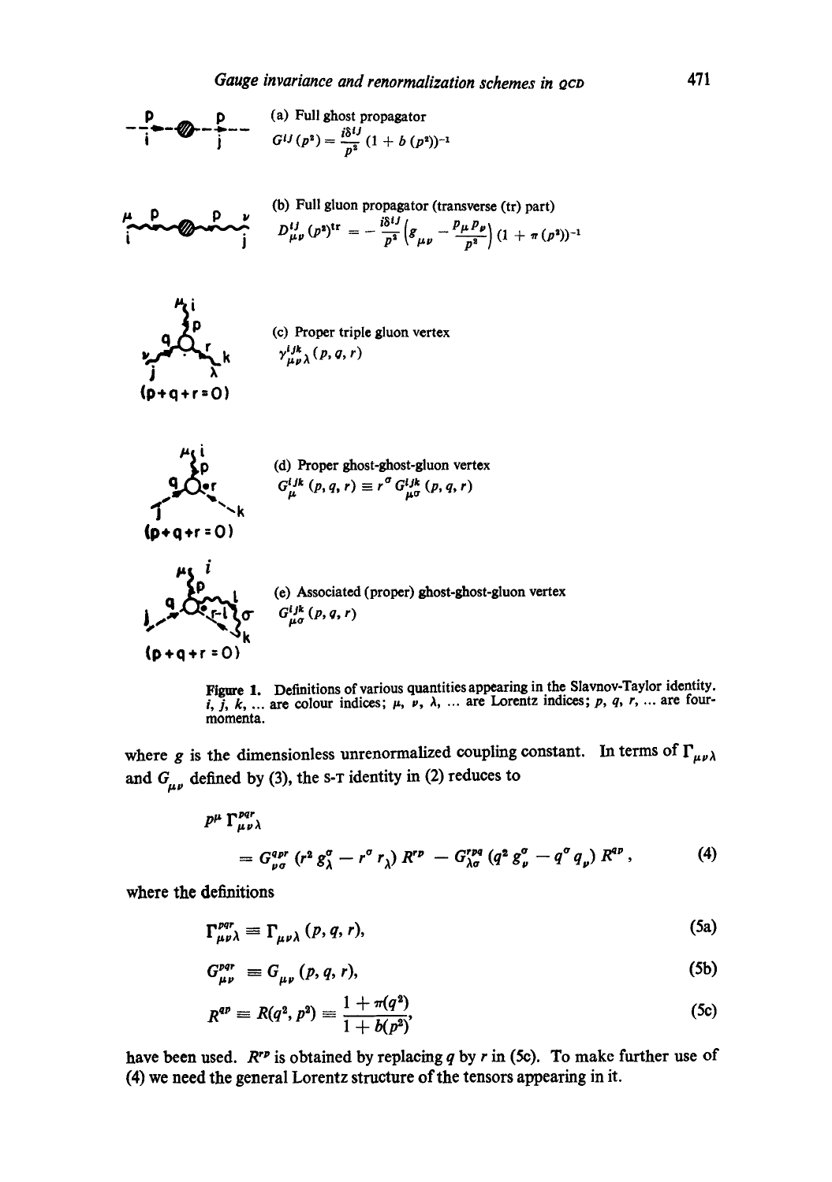(a) Full ghost propagator

$$G^{ij}(p^2) = \frac{i\delta^{ij}}{p^2}(1 + b(p^2))^{-1}$$

(b) Full gluon propagator (transverse (tr) part)

$$D^{ij}_{\mu\nu}(p^2)^{\text{tr}} = -\frac{i\delta^{ij}}{p^2}\left(g_{\mu\nu} - \frac{p_\mu p_\nu}{p^2}\right)(1 + \pi(p^2))^{-1}$$

(c) Proper triple gluon vertex

$$\gamma^{ijk}_{\mu\nu\lambda}(p, q, r)$$

$(p+q+r=0)$

(d) Proper ghost-ghost-gluon vertex

$$G^{ijk}_{\mu}(p, q, r) \equiv r^\sigma G^{ijk}_{\mu\sigma}(p, q, r)$$

$(p+q+r=0)$

(e) Associated (proper) ghost-ghost-gluon vertex

$$G^{ijk}_{\mu\sigma}(p, q, r)$$

$(p+q+r=0)$

**Figure 1.** Definitions of various quantities appearing in the Slavnov-Taylor identity. $i, j, k, \ldots$ are colour indices; $\mu, \nu, \lambda, \ldots$ are Lorentz indices; $p, q, r, \ldots$ are four-momenta.

where $g$ is the dimensionless unrenormalized coupling constant. In terms of $\Gamma_{\mu\nu\lambda}$ and $G_{\mu\nu}$ defined by (3), the S-T identity in (2) reduces to

$$p^\mu \Gamma^{pqr}_{\mu\nu\lambda} = G^{qpr}_{\nu\sigma}(r^2 g^\sigma_\lambda - r^\sigma r_\lambda) R^{rp} - G^{rpq}_{\lambda\sigma}(q^2 g^\sigma_\nu - q^\sigma q_\nu) R^{qp}, \tag{4}$$

where the definitions

$$\Gamma^{pqr}_{\mu\nu\lambda} \equiv \Gamma_{\mu\nu\lambda}(p, q, r), \tag{5a}$$

$$G^{pqr}_{\mu\nu} \equiv G_{\mu\nu}(p, q, r), \tag{5b}$$

$$R^{qp} \equiv R(q^2, p^2) \equiv \frac{1 + \pi(q^2)}{1 + b(p^2)}, \tag{5c}$$

have been used. $R^{rp}$ is obtained by replacing $q$ by $r$ in (5c). To make further use of (4) we need the general Lorentz structure of the tensors appearing in it.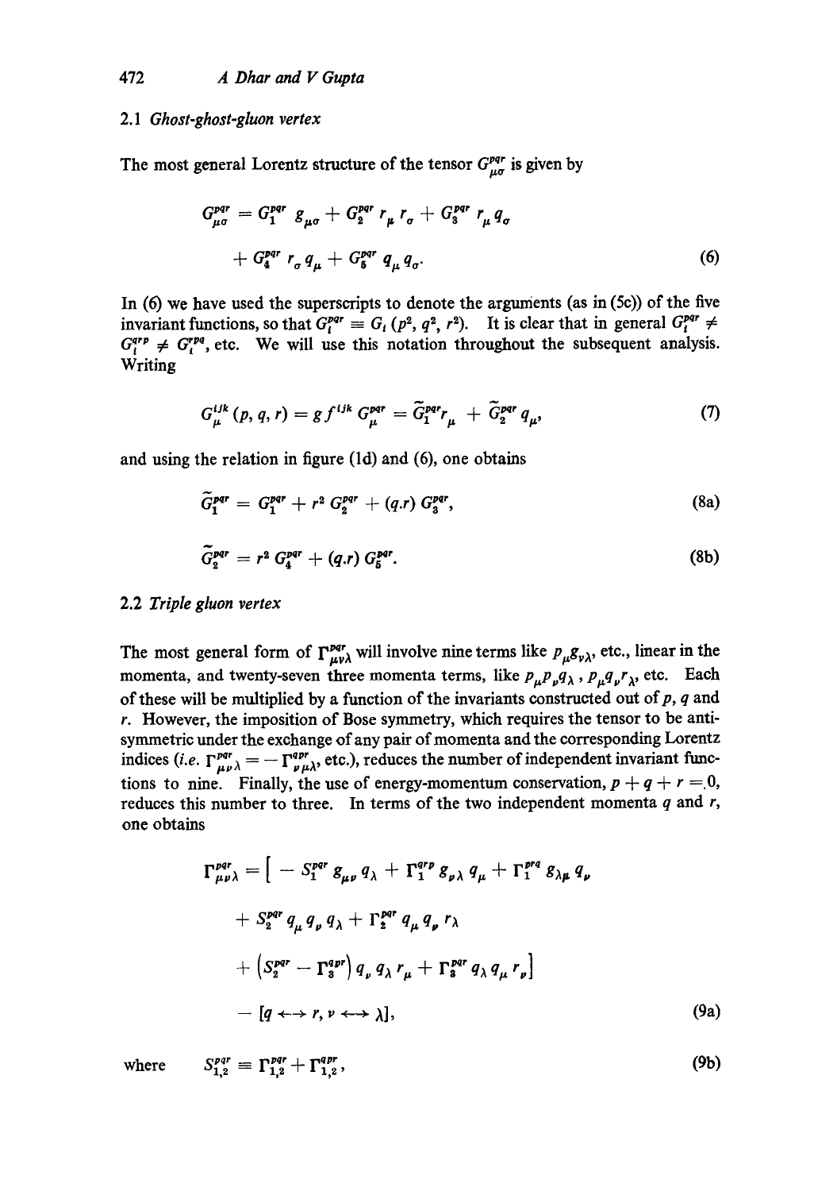### 2.1 *Ghost-ghost-gluon vertex*

The most general Lorentz structure of the tensor $G^{pqr}_{\mu\sigma}$ is given by

$$
\begin{aligned}
G^{pqr}_{\mu\sigma} &= G^{pqr}_1 \, g_{\mu\sigma} + G^{pqr}_2 \, r_\mu \, r_\sigma + G^{pqr}_3 \, r_\mu \, q_\sigma \\
&\quad + G^{pqr}_4 \, r_\sigma \, q_\mu + G^{pqr}_5 \, q_\mu \, q_\sigma .
\end{aligned} \tag{6}
$$

In (6) we have used the superscripts to denote the arguments (as in (5c)) of the five invariant functions, so that $G^{pqr}_i \equiv G_i \,(p^2, q^2, r^2)$. It is clear that in general $G^{pqr}_i \neq G^{qrp}_i \neq G^{rpq}_i$, etc. We will use this notation throughout the subsequent analysis. Writing

$$
G^{ijk}_\mu \,(p, q, r) = g \, f^{ijk} \, G^{pqr}_\mu = \tilde{G}^{pqr}_1 r_\mu \, + \tilde{G}^{pqr}_2 \, q_\mu, \tag{7}
$$

and using the relation in figure (1d) and (6), one obtains

$$
\tilde{G}^{pqr}_1 = G^{pqr}_1 + r^2 \, G^{pqr}_2 + (q.r) \, G^{pqr}_3, \tag{8a}
$$

$$
\tilde{G}^{pqr}_2 = r^2 \, G^{pqr}_4 + (q.r) \, G^{pqr}_5. \tag{8b}
$$

### 2.2 *Triple gluon vertex*

The most general form of $\Gamma^{pqr}_{\mu\nu\lambda}$ will involve nine terms like $p_\mu g_{\nu\lambda}$, etc., linear in the momenta, and twenty-seven three momenta terms, like $p_\mu p_\nu q_\lambda$ , $p_\mu q_\nu r_\lambda$, etc. Each of these will be multiplied by a function of the invariants constructed out of $p$, $q$ and $r$. However, the imposition of Bose symmetry, which requires the tensor to be anti-symmetric under the exchange of any pair of momenta and the corresponding Lorentz indices (*i.e.* $\Gamma^{pqr}_{\mu\nu\lambda} = - \Gamma^{qpr}_{\nu\mu\lambda}$, etc.), reduces the number of independent invariant functions to nine. Finally, the use of energy-momentum conservation, $p + q + r = 0$, reduces this number to three. In terms of the two independent momenta $q$ and $r$, one obtains

$$
\begin{aligned}
\Gamma^{pqr}_{\mu\nu\lambda} = \Big[ &- S^{pqr}_1 \, g_{\mu\nu} \, q_\lambda + \Gamma^{qrp}_1 \, g_{\nu\lambda} \, q_\mu + \Gamma^{prq}_1 \, g_{\lambda\mu} \, q_\nu \\
&+ S^{pqr}_2 \, q_\mu \, q_\nu \, q_\lambda + \Gamma^{pqr}_2 \, q_\mu \, q_\nu \, r_\lambda \\
&+ \left( S^{pqr}_2 - \Gamma^{qpr}_3 \right) q_\nu \, q_\lambda \, r_\mu + \Gamma^{pqr}_3 \, q_\lambda \, q_\mu \, r_\nu \Big] \\
&- [q \longleftrightarrow r, \nu \longleftrightarrow \lambda],
\end{aligned} \tag{9a}
$$

where
$$
S^{pqr}_{1,2} \equiv \Gamma^{pqr}_{1,2} + \Gamma^{qpr}_{1,2} , \tag{9b}
$$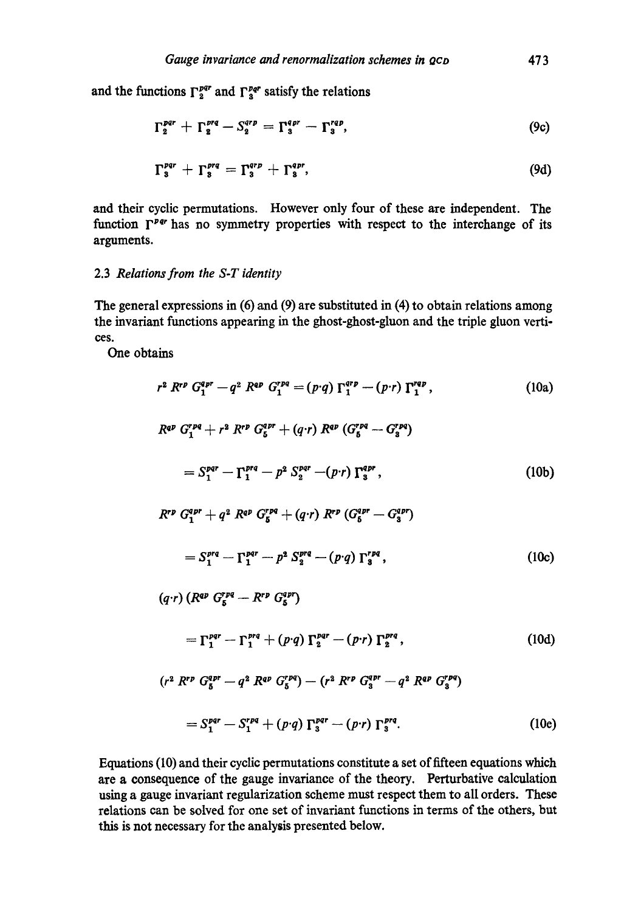and the functions $\Gamma_2^{pqr}$ and $\Gamma_3^{pqr}$ satisfy the relations

$$\Gamma_2^{pqr} + \Gamma_2^{prq} - S_2^{qrp} = \Gamma_3^{qpr} - \Gamma_3^{rqp}, \tag{9c}$$

$$\Gamma_3^{pqr} + \Gamma_3^{prq} = \Gamma_3^{qrp} + \Gamma_3^{qpr}, \tag{9d}$$

and their cyclic permutations. However only four of these are independent. The function $\Gamma^{pqr}$ has no symmetry properties with respect to the interchange of its arguments.

### 2.3 *Relations from the S-T identity*

The general expressions in (6) and (9) are substituted in (4) to obtain relations among the invariant functions appearing in the ghost-ghost-gluon and the triple gluon vertices.

One obtains

$$r^2 R^{rp} G_1^{qpr} - q^2 R^{qp} G_1^{rpq} = (p \cdot q) \Gamma_1^{qrp} - (p \cdot r) \Gamma_1^{rqp}, \tag{10a}$$

$$R^{qp} G_1^{rpq} + r^2 R^{rp} G_5^{qpr} + (q \cdot r) R^{qp} (G_5^{rpq} - G_3^{rpq})$$

$$= S_1^{pqr} - \Gamma_1^{prq} - p^2 S_2^{pqr} - (p \cdot r) \Gamma_3^{qpr}, \tag{10b}$$

$$R^{rp} G_1^{qpr} + q^2 R^{qp} G_5^{rpq} + (q \cdot r) R^{rp} (G_5^{qpr} - G_3^{qpr})$$

$$= S_1^{prq} - \Gamma_1^{pqr} - p^2 S_2^{prq} - (p \cdot q) \Gamma_3^{rpq}, \tag{10c}$$

$$(q \cdot r)(R^{qp} G_5^{rpq} - R^{rp} G_5^{qpr})$$

$$= \Gamma_1^{pqr} - \Gamma_1^{prq} + (p \cdot q) \Gamma_2^{pqr} - (p \cdot r) \Gamma_2^{prq}, \tag{10d}$$

$$(r^2 R^{rp} G_5^{qpr} - q^2 R^{qp} G_5^{rpq}) - (r^2 R^{rp} G_3^{qpr} - q^2 R^{qp} G_3^{rpq})$$

$$= S_1^{pqr} - S_1^{rpq} + (p \cdot q) \Gamma_3^{pqr} - (p \cdot r) \Gamma_3^{prq}. \tag{10e}$$

Equations (10) and their cyclic permutations constitute a set of fifteen equations which are a consequence of the gauge invariance of the theory. Perturbative calculation using a gauge invariant regularization scheme must respect them to all orders. These relations can be solved for one set of invariant functions in terms of the others, but this is not necessary for the analysis presented below.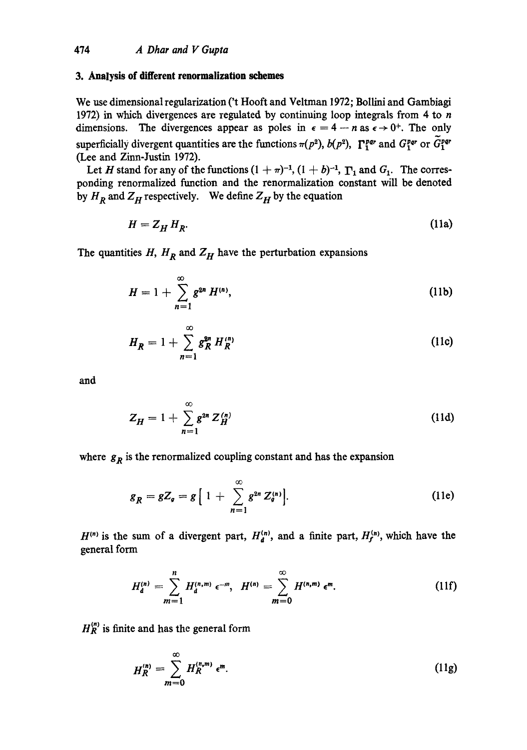## 3. Analysis of different renormalization schemes

We use dimensional regularization ('t Hooft and Veltman 1972; Bollini and Gambiagi 1972) in which divergences are regulated by continuing loop integrals from 4 to $n$ dimensions. The divergences appear as poles in $\epsilon = 4 - n$ as $\epsilon \to 0^+$. The only superficially divergent quantities are the functions $\pi(p^2)$, $b(p^2)$, $\Gamma_1^{pqr}$ and $G_1^{pqr}$ or $\tilde{G}_1^{pqr}$ (Lee and Zinn-Justin 1972).

Let $H$ stand for any of the functions $(1+\pi)^{-1}$, $(1+b)^{-1}$, $\Gamma_1$ and $G_1$. The corresponding renormalized function and the renormalization constant will be denoted by $H_R$ and $Z_H$ respectively. We define $Z_H$ by the equation

$$H = Z_H H_R. \tag{11a}$$

The quantities $H$, $H_R$ and $Z_H$ have the perturbation expansions

$$H = 1 + \sum_{n=1}^{\infty} g^{2n} H^{(n)}, \tag{11b}$$

$$H_R = 1 + \sum_{n=1}^{\infty} g_R^{2n} H_R^{(n)} \tag{11c}$$

and

$$Z_H = 1 + \sum_{n=1}^{\infty} g^{2n} Z_H^{(n)} \tag{11d}$$

where $g_R$ is the renormalized coupling constant and has the expansion

$$g_R = g Z_g = g \Big[ 1 + \sum_{n=1}^{\infty} g^{2n} Z_g^{(n)} \Big]. \tag{11e}$$

$H^{(n)}$ is the sum of a divergent part, $H_d^{(n)}$, and a finite part, $H_f^{(n)}$, which have the general form

$$H_d^{(n)} = \sum_{m=1}^{n} H_d^{(n,m)} \epsilon^{-m}, \quad H^{(n)} = \sum_{m=0}^{\infty} H^{(n,m)} \epsilon^{m}. \tag{11f}$$

$H_R^{(n)}$ is finite and has the general form

$$H_R^{(n)} = \sum_{m=0}^{\infty} H_R^{(n,m)} \epsilon^{m}. \tag{11g}$$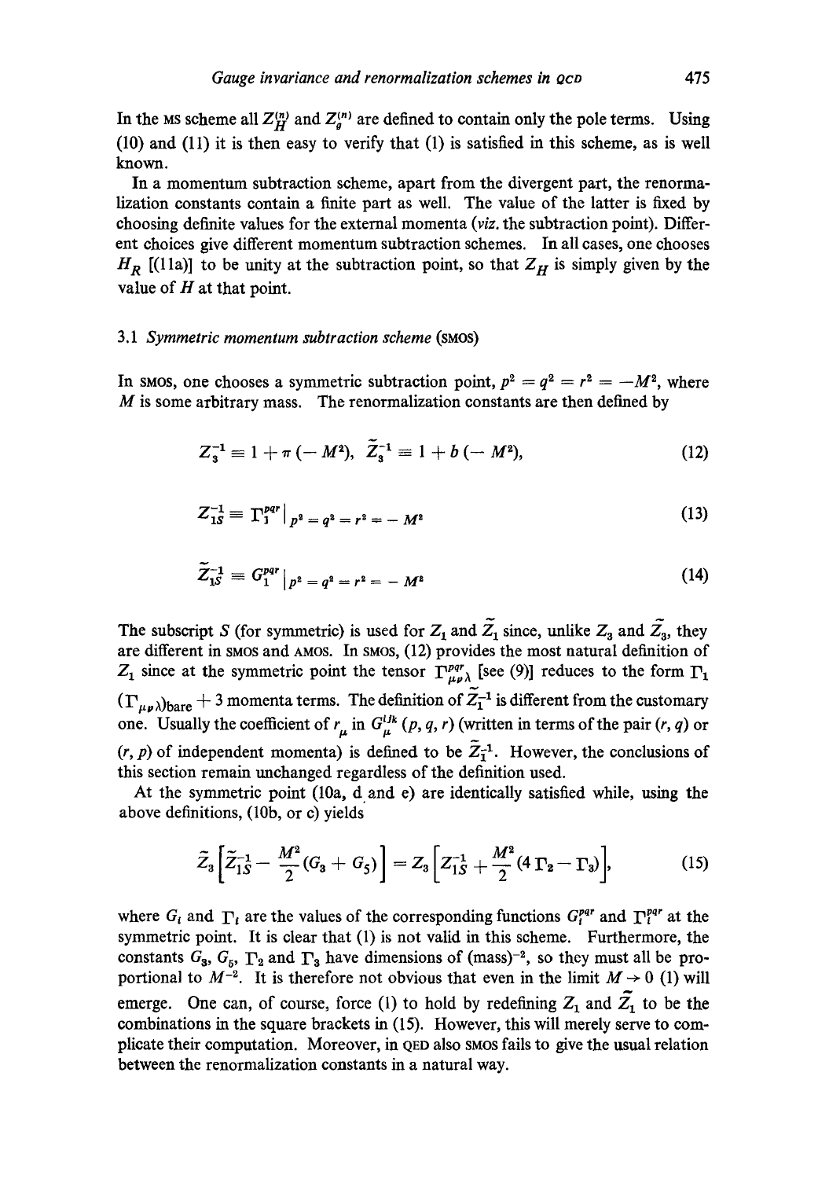In the MS scheme all $Z_H^{(n)}$ and $Z_g^{(n)}$ are defined to contain only the pole terms. Using (10) and (11) it is then easy to verify that (1) is satisfied in this scheme, as is well known.

In a momentum subtraction scheme, apart from the divergent part, the renormalization constants contain a finite part as well. The value of the latter is fixed by choosing definite values for the external momenta (*viz.* the subtraction point). Different choices give different momentum subtraction schemes. In all cases, one chooses $H_R$ [(11a)] to be unity at the subtraction point, so that $Z_H$ is simply given by the value of $H$ at that point.

### 3.1 *Symmetric momentum subtraction scheme* (SMOS)

In SMOS, one chooses a symmetric subtraction point, $p^2 = q^2 = r^2 = -M^2$, where $M$ is some arbitrary mass. The renormalization constants are then defined by

$$Z_3^{-1} \equiv 1 + \pi(-M^2), \quad \tilde{Z}_3^{-1} \equiv 1 + b(-M^2), \tag{12}$$

$$Z_{1S}^{-1} \equiv \Gamma_1^{pqr}\big|_{p^2 = q^2 = r^2 = -M^2} \tag{13}$$

$$\tilde{Z}_{1S}^{-1} \equiv G_1^{pqr}\big|_{p^2 = q^2 = r^2 = -M^2} \tag{14}$$

The subscript $S$ (for symmetric) is used for $Z_1$ and $\tilde{Z}_1$ since, unlike $Z_3$ and $\tilde{Z}_3$, they are different in SMOS and AMOS. In SMOS, (12) provides the most natural definition of $Z_1$ since at the symmetric point the tensor $\Gamma_{\mu\nu\lambda}^{pqr}$ [see (9)] reduces to the form $\Gamma_1 (\Gamma_{\mu\nu\lambda})_{\text{bare}} +$ 3 momenta terms. The definition of $\tilde{Z}_1^{-1}$ is different from the customary one. Usually the coefficient of $r_\mu$ in $G_\mu^{ijk}(p, q, r)$ (written in terms of the pair $(r, q)$ or $(r, p)$ of independent momenta) is defined to be $\tilde{Z}_1^{-1}$. However, the conclusions of this section remain unchanged regardless of the definition used.

At the symmetric point (10a, d and e) are identically satisfied while, using the above definitions, (10b, or c) yields

$$\tilde{Z}_3\left[\tilde{Z}_{1S}^{-1} - \frac{M^2}{2}(G_3 + G_5)\right] = Z_3\left[Z_{1S}^{-1} + \frac{M^2}{2}(4\,\Gamma_2 - \Gamma_3)\right], \tag{15}$$

where $G_i$ and $\Gamma_i$ are the values of the corresponding functions $G_i^{pqr}$ and $\Gamma_i^{pqr}$ at the symmetric point. It is clear that (1) is not valid in this scheme. Furthermore, the constants $G_3$, $G_5$, $\Gamma_2$ and $\Gamma_3$ have dimensions of $(\text{mass})^{-2}$, so they must all be proportional to $M^{-2}$. It is therefore not obvious that even in the limit $M \to 0$ (1) will emerge. One can, of course, force (1) to hold by redefining $Z_1$ and $\tilde{Z}_1$ to be the combinations in the square brackets in (15). However, this will merely serve to complicate their computation. Moreover, in QED also SMOS fails to give the usual relation between the renormalization constants in a natural way.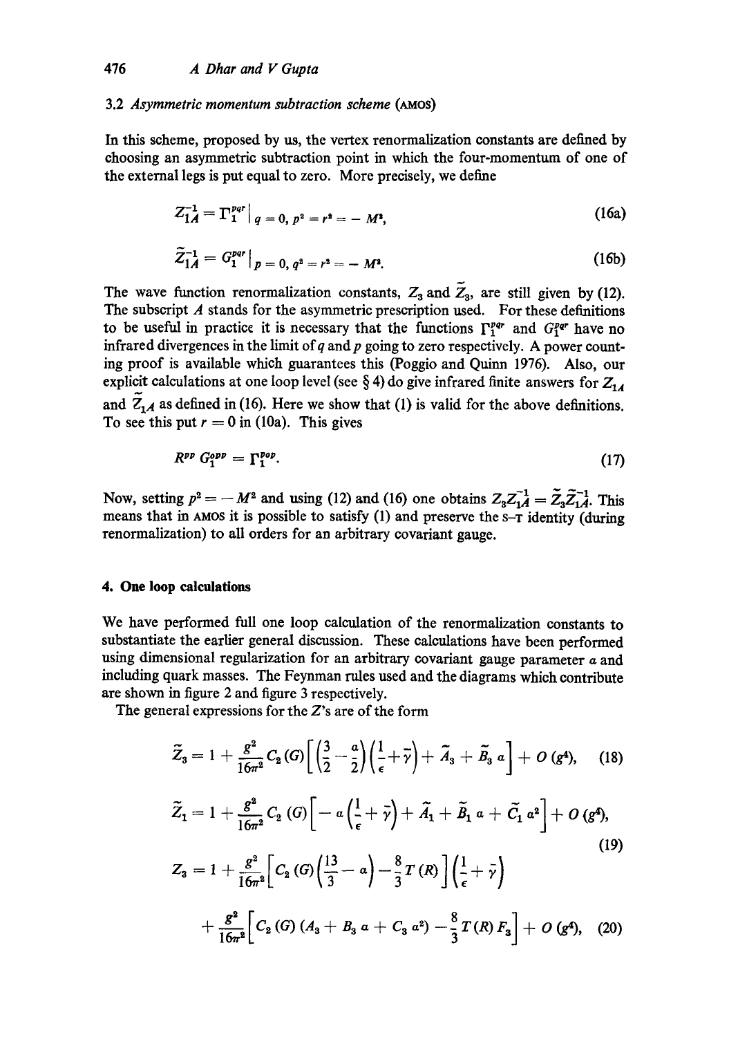### 3.2 *Asymmetric momentum subtraction scheme* (AMOS)

In this scheme, proposed by us, the vertex renormalization constants are defined by choosing an asymmetric subtraction point in which the four-momentum of one of the external legs is put equal to zero. More precisely, we define

$$Z_{1A}^{-1} = \Gamma_1^{pqr}\big|_{q=0,\, p^2 = r^2 = -M^2}, \tag{16a}$$

$$\tilde{Z}_{1A}^{-1} = G_1^{pqr}\big|_{p=0,\, q^2 = r^2 = -M^2}. \tag{16b}$$

The wave function renormalization constants, $Z_3$ and $\tilde{Z}_3$, are still given by (12). The subscript $A$ stands for the asymmetric prescription used. For these definitions to be useful in practice it is necessary that the functions $\Gamma_1^{pqr}$ and $G_1^{pqr}$ have no infrared divergences in the limit of $q$ and $p$ going to zero respectively. A power counting proof is available which guarantees this (Poggio and Quinn 1976). Also, our explicit calculations at one loop level (see § 4) do give infrared finite answers for $Z_{1A}$ and $\tilde{Z}_{1A}$ as defined in (16). Here we show that (1) is valid for the above definitions. To see this put $r = 0$ in (10a). This gives

$$R^{pp}\, G_1^{opp} = \Gamma_1^{pop}. \tag{17}$$

Now, setting $p^2 = -M^2$ and using (12) and (16) one obtains $Z_3 Z_{1A}^{-1} = \tilde{Z}_3 \tilde{Z}_{1A}^{-1}$. This means that in AMOS it is possible to satisfy (1) and preserve the S–T identity (during renormalization) to all orders for an arbitrary covariant gauge.

## 4. One loop calculations

We have performed full one loop calculation of the renormalization constants to substantiate the earlier general discussion. These calculations have been performed using dimensional regularization for an arbitrary covariant gauge parameter $a$ and including quark masses. The Feynman rules used and the diagrams which contribute are shown in figure 2 and figure 3 respectively.

The general expressions for the $Z$'s are of the form

$$\tilde{Z}_3 = 1 + \frac{g^2}{16\pi^2} C_2(G)\left[\left(\frac{3}{2} - \frac{a}{2}\right)\left(\frac{1}{\epsilon} + \bar{\gamma}\right) + \tilde{A}_3 + \tilde{B}_3\, a\right] + O(g^4), \tag{18}$$

$$\tilde{Z}_1 = 1 + \frac{g^2}{16\pi^2} C_2(G)\left[-a\left(\frac{1}{\epsilon} + \bar{\gamma}\right) + \tilde{A}_1 + \tilde{B}_1\, a + \tilde{C}_1\, a^2\right] + O(g^4),$$

$$Z_3 = 1 + \frac{g^2}{16\pi^2}\left[C_2(G)\left(\frac{13}{3} - a\right) - \frac{8}{3}T(R)\right]\left(\frac{1}{\epsilon} + \bar{\gamma}\right) \tag{19}$$

$$+ \frac{g^2}{16\pi^2}\left[C_2(G)\left(A_3 + B_3\, a + C_3\, a^2\right) - \frac{8}{3}T(R)\, F_3\right] + O(g^4), \tag{20}$$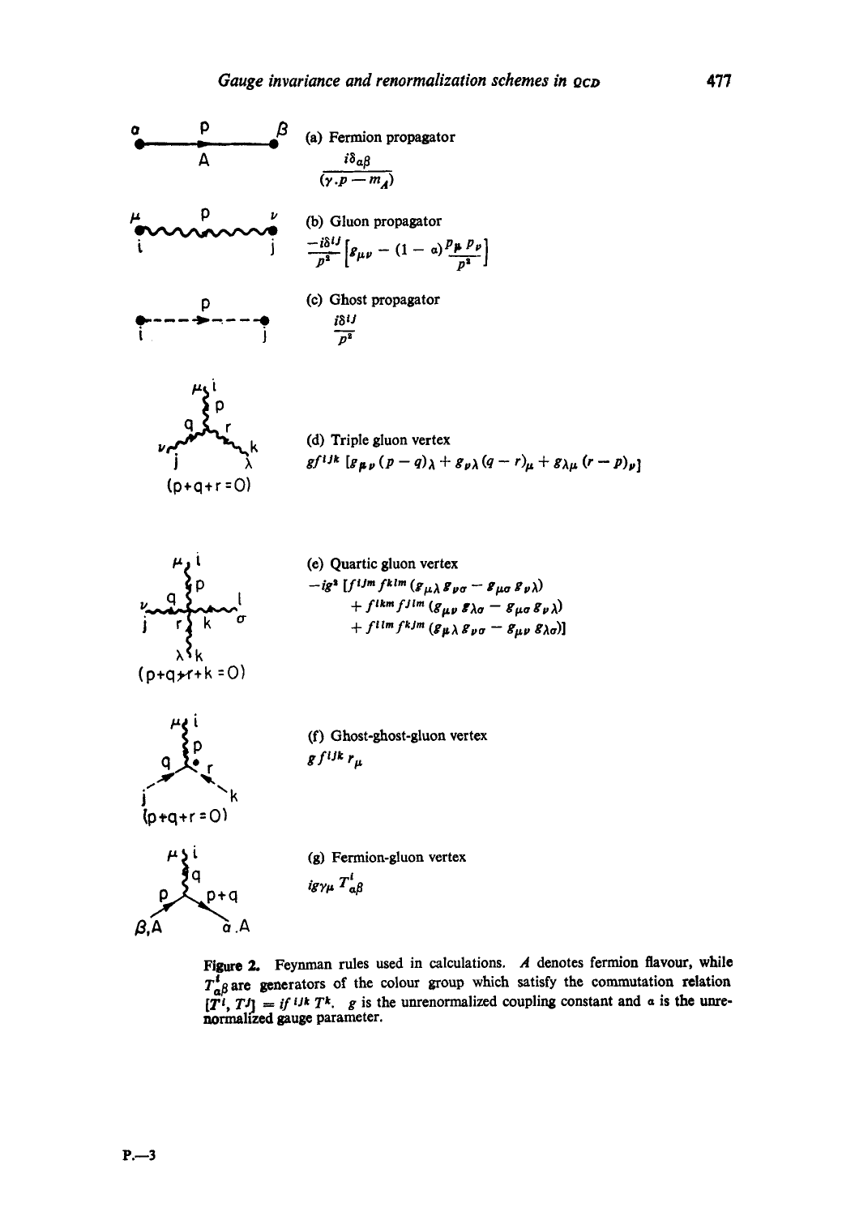(a) Fermion propagator

$$\frac{i\delta_{\alpha\beta}}{(\gamma.p - m_A)}$$

(b) Gluon propagator

$$\frac{-i\delta^{ij}}{p^2}\left[g_{\mu\nu} - (1-\alpha)\frac{p_\mu p_\nu}{p^2}\right]$$

(c) Ghost propagator

$$\frac{i\delta^{ij}}{p^2}$$

$(p+q+r=0)$

(d) Triple gluon vertex

$$gf^{ijk}\left[g_{\mu\nu}(p-q)_\lambda + g_{\nu\lambda}(q-r)_\mu + g_{\lambda\mu}(r-p)_\nu\right]$$

$(p+q+r+k=0)$

(e) Quartic gluon vertex

$$\begin{aligned}-ig^2\,[f^{ijm}f^{klm}&(g_{\mu\lambda}g_{\nu\sigma} - g_{\mu\sigma}g_{\nu\lambda})\\ +\,f^{ikm}f^{jlm}&(g_{\mu\nu}g_{\lambda\sigma} - g_{\mu\sigma}g_{\nu\lambda})\\ +\,f^{ilm}f^{kjm}&(g_{\mu\lambda}g_{\nu\sigma} - g_{\mu\nu}g_{\lambda\sigma})]\end{aligned}$$

$(p+q+r=0)$

(f) Ghost-ghost-gluon vertex

$$g\,f^{ijk}\,r_\mu$$

(g) Fermion-gluon vertex

$$ig\gamma_\mu\,T^i_{\alpha\beta}$$

**Figure 2.** Feynman rules used in calculations. $A$ denotes fermion flavour, while $T^i_{\alpha\beta}$ are generators of the colour group which satisfy the commutation relation $[T^i, T^j] = if^{ijk}T^k$. $g$ is the unrenormalized coupling constant and $\alpha$ is the unrenormalized gauge parameter.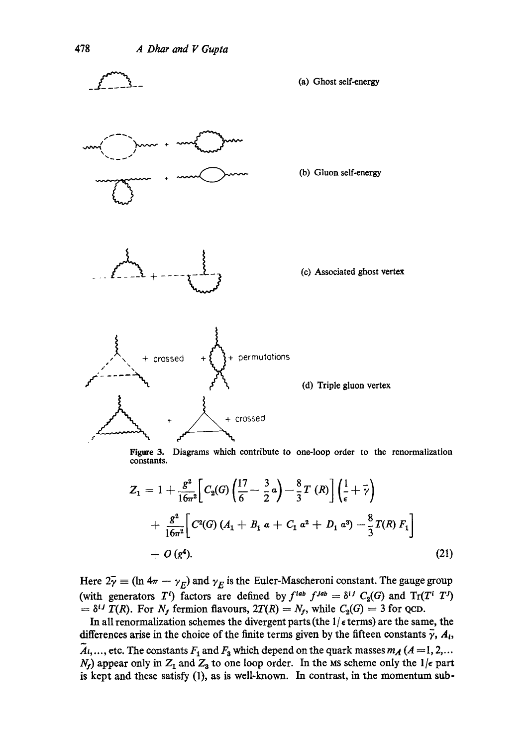(a) Ghost self-energy

(b) Gluon self-energy

(c) Associated ghost vertex

+ crossed + + permutations

(d) Triple gluon vertex

+ + crossed

**Figure 3.** Diagrams which contribute to one-loop order to the renormalization constants.

$$
\begin{aligned}
Z_1 = 1 &+ \frac{g^2}{16\pi^2}\left[C_2(G)\left(\frac{17}{6} - \frac{3}{2}a\right) - \frac{8}{3}T(R)\right]\left(\frac{1}{\epsilon} + \bar{\gamma}\right) \\
&+ \frac{g^2}{16\pi^2}\left[C^2(G)\,(A_1 + B_1\, a + C_1\, a^2 + D_1\, a^3) - \frac{8}{3}T(R)\, F_1\right] \\
&+ O(g^4).
\end{aligned}
\tag{21}
$$

Here $2\bar{\gamma} \equiv (\ln 4\pi - \gamma_E)$ and $\gamma_E$ is the Euler-Mascheroni constant. The gauge group (with generators $T^i$) factors are defined by $f^{iab} f^{jab} = \delta^{ij} C_2(G)$ and $\mathrm{Tr}(T^i T^j) = \delta^{ij} T(R)$. For $N_f$ fermion flavours, $2T(R) = N_f$, while $C_2(G) = 3$ for QCD.

In all renormalization schemes the divergent parts (the $1/\epsilon$ terms) are the same, the differences arise in the choice of the finite terms given by the fifteen constants $\bar{\gamma}$, $A_i$, $\tilde{A}_i, \ldots$, etc. The constants $F_1$ and $F_3$ which depend on the quark masses $m_A$ ($A = 1, 2, \ldots N_f$) appear only in $Z_1$ and $Z_3$ to one loop order. In the MS scheme only the $1/\epsilon$ part is kept and these satisfy (1), as is well-known. In contrast, in the momentum sub-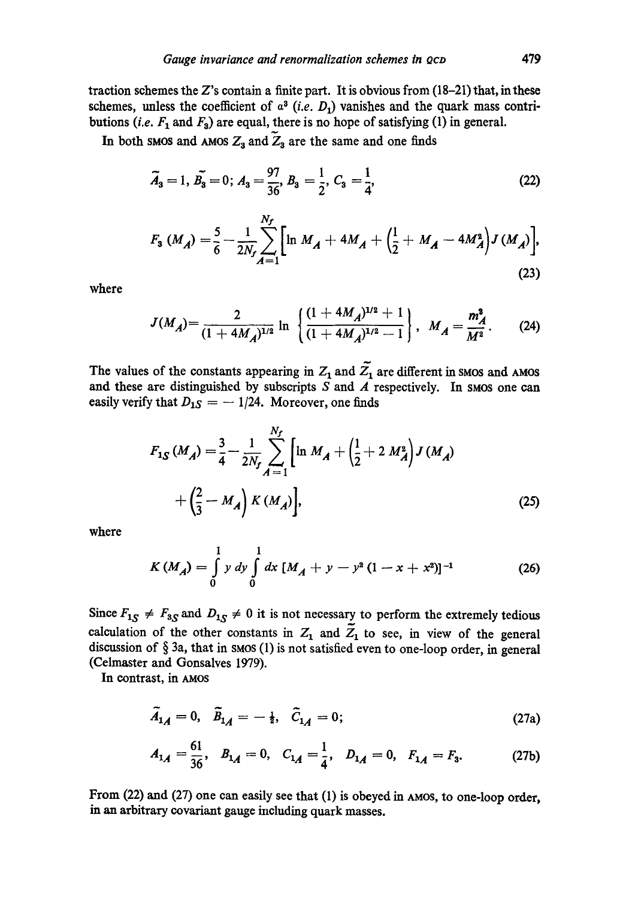traction schemes the $Z$'s contain a finite part. It is obvious from (18–21) that, in these schemes, unless the coefficient of $a^3$ (*i.e.* $D_1$) vanishes and the quark mass contributions (*i.e.* $F_1$ and $F_3$) are equal, there is no hope of satisfying (1) in general.

In both SMOS and AMOS $Z_3$ and $\tilde{Z}_3$ are the same and one finds

$$\tilde{A}_3 = 1, \tilde{B}_3 = 0; A_3 = \frac{97}{36}, B_3 = \frac{1}{2}, C_3 = \frac{1}{4}, \tag{22}$$

$$F_3(M_A) = \frac{5}{6} - \frac{1}{2N_f} \sum_{A=1}^{N_f} \left[ \ln M_A + 4M_A + \left( \frac{1}{2} + M_A - 4M_A^2 \right) J(M_A) \right], \tag{23}$$

where

$$J(M_A) = \frac{2}{(1+4M_A)^{1/2}} \ln \left\{ \frac{(1+4M_A)^{1/2}+1}{(1+4M_A)^{1/2}-1} \right\}, \quad M_A = \frac{m_A^2}{M^2}. \tag{24}$$

The values of the constants appearing in $Z_1$ and $\tilde{Z}_1$ are different in SMOS and AMOS and these are distinguished by subscripts $S$ and $A$ respectively. In SMOS one can easily verify that $D_{1S} = -1/24$. Moreover, one finds

$$F_{1S}(M_A) = \frac{3}{4} - \frac{1}{2N_f} \sum_{A=1}^{N_f} \left[ \ln M_A + \left( \frac{1}{2} + 2M_A^2 \right) J(M_A) + \left( \frac{2}{3} - M_A \right) K(M_A) \right], \tag{25}$$

where

$$K(M_A) = \int_0^1 y \, dy \int_0^1 dx \, [M_A + y - y^2(1 - x + x^2)]^{-1} \tag{26}$$

Since $F_{1S} \neq F_{3S}$ and $D_{1S} \neq 0$ it is not necessary to perform the extremely tedious calculation of the other constants in $Z_1$ and $\tilde{Z}_1$ to see, in view of the general discussion of § 3a, that in SMOS (1) is not satisfied even to one-loop order, in general (Celmaster and Gonsalves 1979).

In contrast, in AMOS

$$\tilde{A}_{1A} = 0, \quad \tilde{B}_{1A} = -\tfrac{1}{2}, \quad \tilde{C}_{1A} = 0; \tag{27a}$$

$$A_{1A} = \frac{61}{36}, \quad B_{1A} = 0, \quad C_{1A} = \frac{1}{4}, \quad D_{1A} = 0, \quad F_{1A} = F_3. \tag{27b}$$

From (22) and (27) one can easily see that (1) is obeyed in AMOS, to one-loop order, in an arbitrary covariant gauge including quark masses.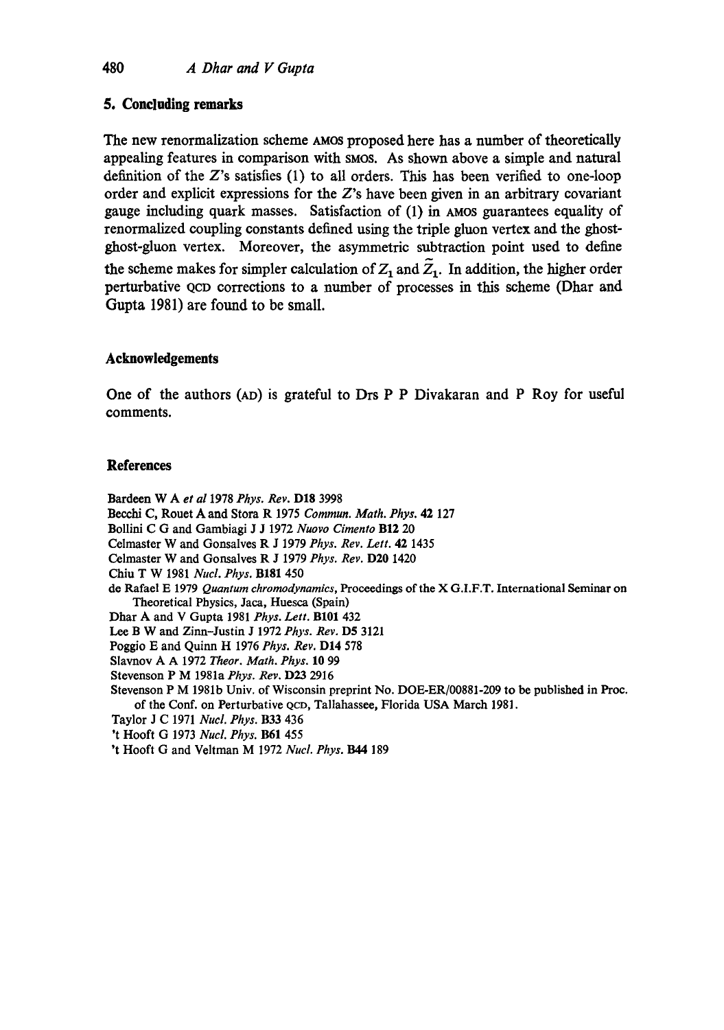## 5. Concluding remarks

The new renormalization scheme AMOS proposed here has a number of theoretically appealing features in comparison with SMOS. As shown above a simple and natural definition of the $Z$'s satisfies (1) to all orders. This has been verified to one-loop order and explicit expressions for the $Z$'s have been given in an arbitrary covariant gauge including quark masses. Satisfaction of (1) in AMOS guarantees equality of renormalized coupling constants defined using the triple gluon vertex and the ghost-ghost-gluon vertex. Moreover, the asymmetric subtraction point used to define the scheme makes for simpler calculation of $Z_1$ and $\tilde{Z}_1$. In addition, the higher order perturbative QCD corrections to a number of processes in this scheme (Dhar and Gupta 1981) are found to be small.

## Acknowledgements

One of the authors (AD) is grateful to Drs P P Divakaran and P Roy for useful comments.

## References

Bardeen W A *et al* 1978 *Phys. Rev.* **D18** 3998

Becchi C, Rouet A and Stora R 1975 *Commun. Math. Phys.* **42** 127

Bollini C G and Gambiagi J J 1972 *Nuovo Cimento* **B12** 20

Celmaster W and Gonsalves R J 1979 *Phys. Rev. Lett.* **42** 1435

Celmaster W and Gonsalves R J 1979 *Phys. Rev.* **D20** 1420

Chiu T W 1981 *Nucl. Phys.* **B181** 450

de Rafael E 1979 *Quantum chromodynamics*, Proceedings of the X G.I.F.T. International Seminar on Theoretical Physics, Jaca, Huesca (Spain)

Dhar A and V Gupta 1981 *Phys. Lett.* **B101** 432

Lee B W and Zinn-Justin J 1972 *Phys. Rev.* **D5** 3121

Poggio E and Quinn H 1976 *Phys. Rev.* **D14** 578

Slavnov A A 1972 *Theor. Math. Phys.* **10** 99

Stevenson P M 1981a *Phys. Rev.* **D23** 2916

Stevenson P M 1981b Univ. of Wisconsin preprint No. DOE-ER/00881-209 to be published in Proc. of the Conf. on Perturbative QCD, Tallahassee, Florida USA March 1981.

Taylor J C 1971 *Nucl. Phys.* **B33** 436

't Hooft G 1973 *Nucl. Phys.* **B61** 455

't Hooft G and Veltman M 1972 *Nucl. Phys.* **B44** 189